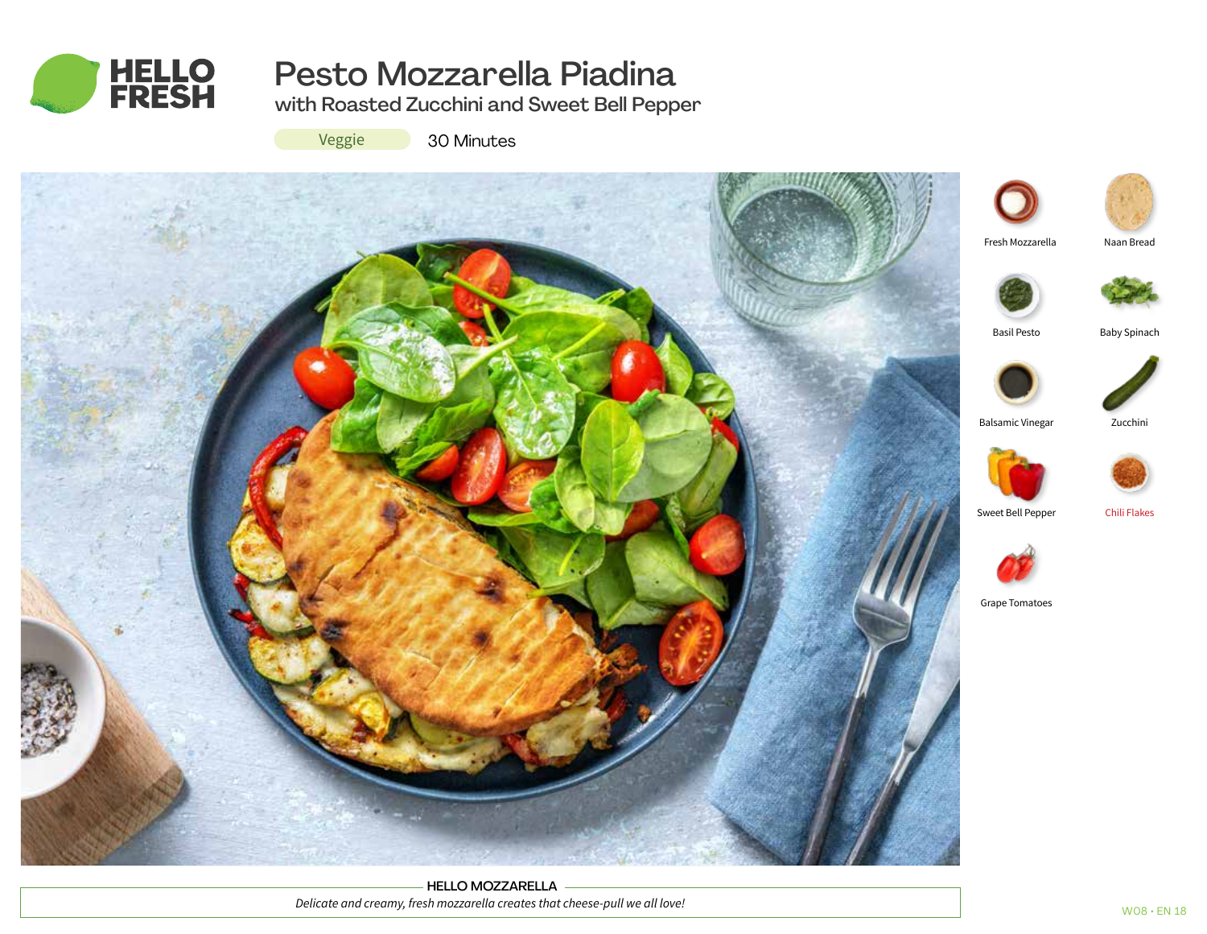# Pesto Mozzarella Piadina

## with Roasted Zucchini and Sweet Bell Pepper

Veggie 30 Minutes

- Fresh Mozzarella
- Naan Bread
- Basil Pesto
- Baby Spinach
- Balsamic Vinegar
- Zucchini
- Sweet Bell Pepper
- Chili Flakes
- Grape Tomatoes

**HELLO MOZZARELLA**

*Delicate and creamy, fresh mozzarella creates that cheese-pull we all love!*

W08 • EN 18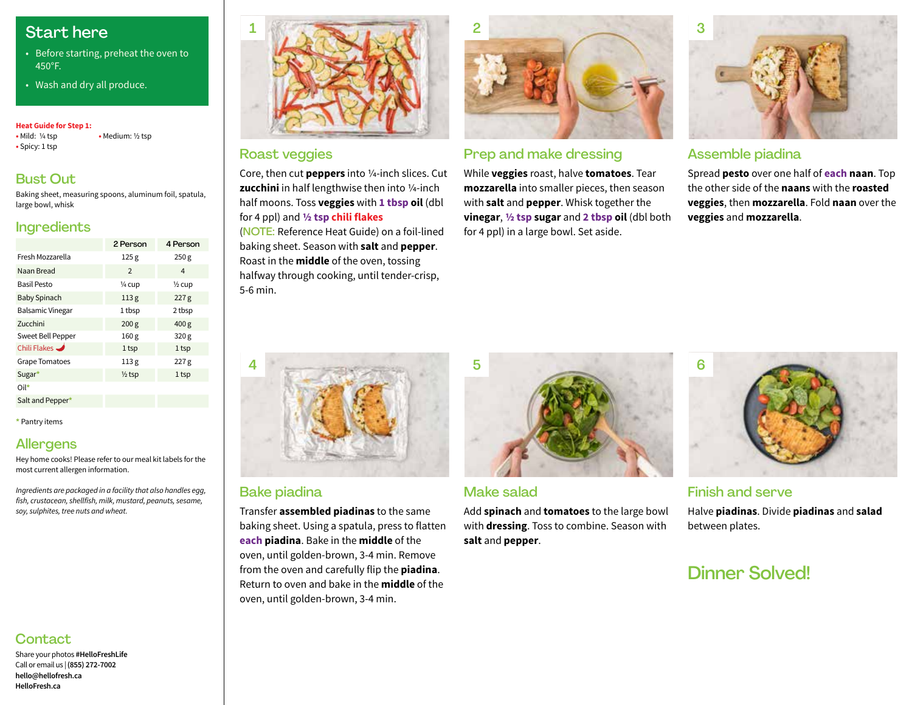## Start here

- Before starting, preheat the oven to 450°F.
- Wash and dry all produce.

**Heat Guide for Step 1:**
- Mild: ¼ tsp
- Medium: ½ tsp
- Spicy: 1 tsp

## Bust Out

Baking sheet, measuring spoons, aluminum foil, spatula, large bowl, whisk

## Ingredients

| | 2 Person | 4 Person |
|---|---|---|
| Fresh Mozzarella | 125 g | 250 g |
| Naan Bread | 2 | 4 |
| Basil Pesto | ¼ cup | ½ cup |
| Baby Spinach | 113 g | 227 g |
| Balsamic Vinegar | 1 tbsp | 2 tbsp |
| Zucchini | 200 g | 400 g |
| Sweet Bell Pepper | 160 g | 320 g |
| Chili Flakes | 1 tsp | 1 tsp |
| Grape Tomatoes | 113 g | 227 g |
| Sugar* | ½ tsp | 1 tsp |
| Oil* | | |
| Salt and Pepper* | | |

\* Pantry items

## Allergens

Hey home cooks! Please refer to our meal kit labels for the most current allergen information.

*Ingredients are packaged in a facility that also handles egg, fish, crustacean, shellfish, milk, mustard, peanuts, sesame, soy, sulphites, tree nuts and wheat.*

## Contact

Share your photos **#HelloFreshLife**
Call or email us | **(855) 272-7002**
**hello@hellofresh.ca**
**HelloFresh.ca**

## 1 Roast veggies

Core, then cut **peppers** into ¼-inch slices. Cut **zucchini** in half lengthwise then into ¼-inch half moons. Toss **veggies** with **1 tbsp oil** (dbl for 4 ppl) and **½ tsp chili flakes** (NOTE: Reference Heat Guide) on a foil-lined baking sheet. Season with **salt** and **pepper**. Roast in the **middle** of the oven, tossing halfway through cooking, until tender-crisp, 5-6 min.

## 2 Prep and make dressing

While **veggies** roast, halve **tomatoes**. Tear **mozzarella** into smaller pieces, then season with **salt** and **pepper**. Whisk together the **vinegar**, **½ tsp sugar** and **2 tbsp oil** (dbl both for 4 ppl) in a large bowl. Set aside.

## 3 Assemble piadina

Spread **pesto** over one half of **each naan**. Top the other side of the **naans** with the **roasted veggies**, then **mozzarella**. Fold **naan** over the **veggies** and **mozzarella**.

## 4 Bake piadina

Transfer **assembled piadinas** to the same baking sheet. Using a spatula, press to flatten **each piadina**. Bake in the **middle** of the oven, until golden-brown, 3-4 min. Remove from the oven and carefully flip the **piadina**. Return to oven and bake in the **middle** of the oven, until golden-brown, 3-4 min.

## 5 Make salad

Add **spinach** and **tomatoes** to the large bowl with **dressing**. Toss to combine. Season with **salt** and **pepper**.

## 6 Finish and serve

Halve **piadinas**. Divide **piadinas** and **salad** between plates.

## Dinner Solved!